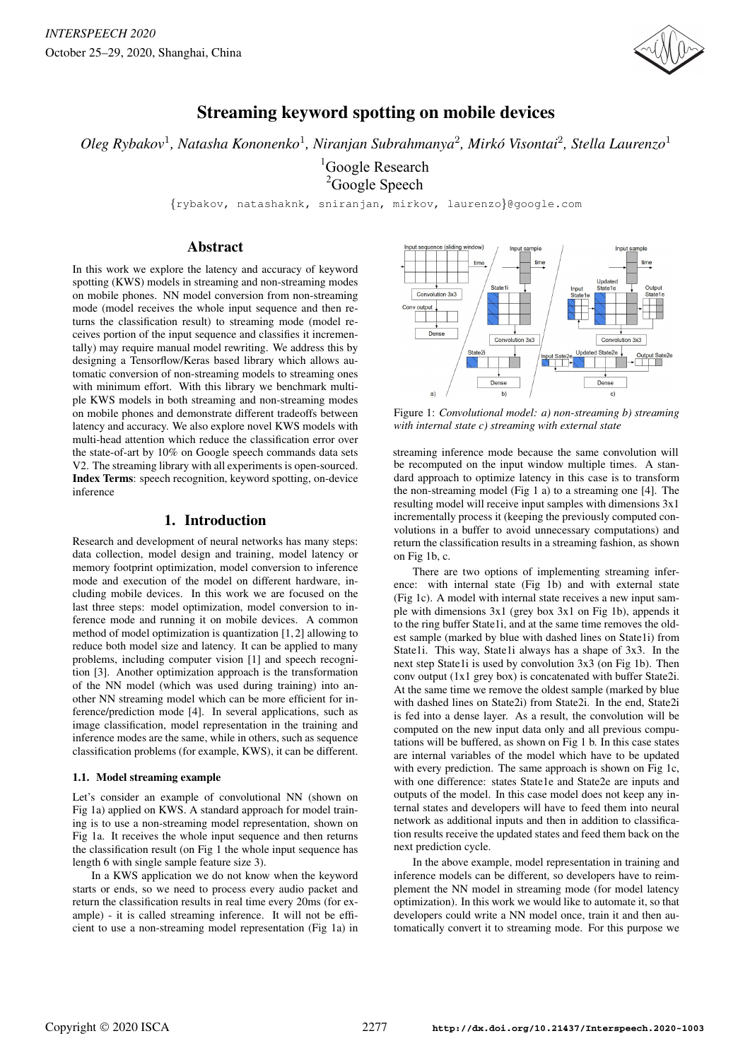# Streaming keyword spotting on mobile devices

*Oleg Rybakov*[1], *Natasha Kononenko*[1], *Niranjan Subrahmanya*[2], *Mirkó Visontai*[2], *Stella Laurenzo*[1]

[1]Google Research
[2]Google Speech

{rybakov, natashaknk, sniranjan, mirkov, laurenzo}@google.com

## Abstract

In this work we explore the latency and accuracy of keyword spotting (KWS) models in streaming and non-streaming modes on mobile phones. NN model conversion from non-streaming mode (model receives the whole input sequence and then returns the classification result) to streaming mode (model receives portion of the input sequence and classifies it incrementally) may require manual model rewriting. We address this by designing a Tensorflow/Keras based library which allows automatic conversion of non-streaming models to streaming ones with minimum effort. With this library we benchmark multiple KWS models in both streaming and non-streaming modes on mobile phones and demonstrate different tradeoffs between latency and accuracy. We also explore novel KWS models with multi-head attention which reduce the classification error over the state-of-art by 10% on Google speech commands data sets V2. The streaming library with all experiments is open-sourced.

**Index Terms**: speech recognition, keyword spotting, on-device inference

## 1. Introduction

Research and development of neural networks has many steps: data collection, model design and training, model latency or memory footprint optimization, model conversion to inference mode and execution of the model on different hardware, including mobile devices. In this work we are focused on the last three steps: model optimization, model conversion to inference mode and running it on mobile devices. A common method of model optimization is quantization [1, 2] allowing to reduce both model size and latency. It can be applied to many problems, including computer vision [1] and speech recognition [3]. Another optimization approach is the transformation of the NN model (which was used during training) into another NN streaming model which can be more efficient for inference/prediction mode [4]. In several applications, such as image classification, model representation in the training and inference modes are the same, while in others, such as sequence classification problems (for example, KWS), it can be different.

### 1.1. Model streaming example

Let's consider an example of convolutional NN (shown on Fig 1a) applied on KWS. A standard approach for model training is to use a non-streaming model representation, shown on Fig 1a. It receives the whole input sequence and then returns the classification result (on Fig 1 the whole input sequence has length 6 with single sample feature size 3).

In a KWS application we do not know when the keyword starts or ends, so we need to process every audio packet and return the classification results in real time every 20ms (for example) - it is called streaming inference. It will not be efficient to use a non-streaming model representation (Fig 1a) in streaming inference mode because the same convolution will be recomputed on the input window multiple times. A standard approach to optimize latency in this case is to transform the non-streaming model (Fig 1 a) to a streaming one [4]. The resulting model will receive input samples with dimensions 3x1 incrementally process it (keeping the previously computed convolutions in a buffer to avoid unnecessary computations) and return the classification results in a streaming fashion, as shown on Fig 1b, c.

Figure 1: *Convolutional model: a) non-streaming b) streaming with internal state c) streaming with external state*

There are two options of implementing streaming inference: with internal state (Fig 1b) and with external state (Fig 1c). A model with internal state receives a new input sample with dimensions 3x1 (grey box 3x1 on Fig 1b), appends it to the ring buffer State1i, and at the same time removes the oldest sample (marked by blue with dashed lines on State1i) from State1i. This way, State1i always has a shape of 3x3. In the next step State1i is used by convolution 3x3 (on Fig 1b). Then conv output (1x1 grey box) is concatenated with buffer State2i. At the same time we remove the oldest sample (marked by blue with dashed lines on State2i) from State2i. In the end, State2i is fed into a dense layer. As a result, the convolution will be computed on the new input data only and all previous computations will be buffered, as shown on Fig 1 b. In this case states are internal variables of the model which have to be updated with every prediction. The same approach is shown on Fig 1c, with one difference: states State1e and State2e are inputs and outputs of the model. In this case model does not keep any internal states and developers will have to feed them into neural network as additional inputs and then in addition to classification results receive the updated states and feed them back on the next prediction cycle.

In the above example, model representation in training and inference models can be different, so developers have to reimplement the NN model in streaming mode (for model latency optimization). In this work we would like to automate it, so that developers could write a NN model once, train it and then automatically convert it to streaming mode. For this purpose we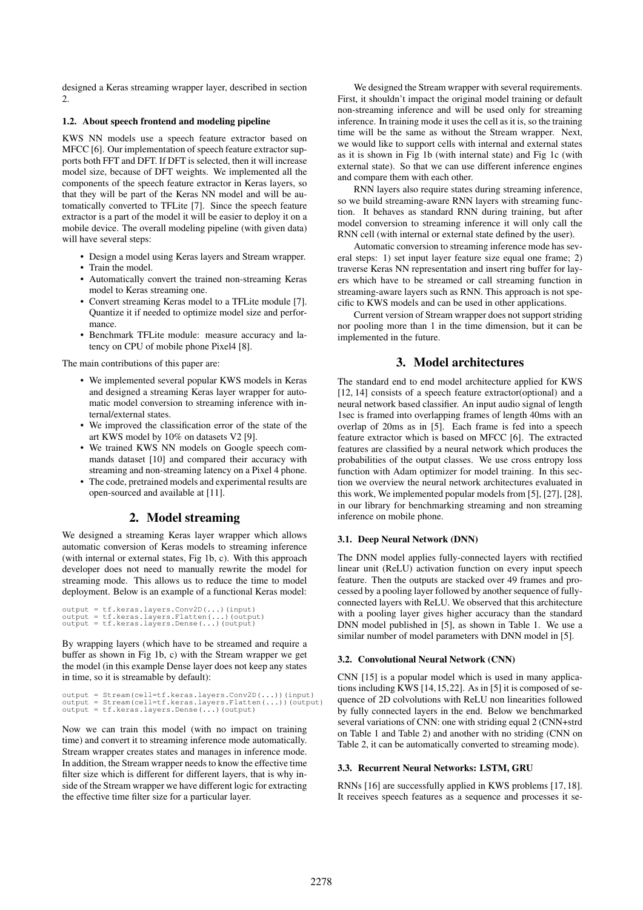designed a Keras streaming wrapper layer, described in section 2.

### 1.2. About speech frontend and modeling pipeline

KWS NN models use a speech feature extractor based on MFCC [6]. Our implementation of speech feature extractor supports both FFT and DFT. If DFT is selected, then it will increase model size, because of DFT weights. We implemented all the components of the speech feature extractor in Keras layers, so that they will be part of the Keras NN model and will be automatically converted to TFLite [7]. Since the speech feature extractor is a part of the model it will be easier to deploy it on a mobile device. The overall modeling pipeline (with given data) will have several steps:

- Design a model using Keras layers and Stream wrapper.
- Train the model.
- Automatically convert the trained non-streaming Keras model to Keras streaming one.
- Convert streaming Keras model to a TFLite module [7]. Quantize it if needed to optimize model size and performance.
- Benchmark TFLite module: measure accuracy and latency on CPU of mobile phone Pixel4 [8].

The main contributions of this paper are:

- We implemented several popular KWS models in Keras and designed a streaming Keras layer wrapper for automatic model conversion to streaming inference with internal/external states.
- We improved the classification error of the state of the art KWS model by 10% on datasets V2 [9].
- We trained KWS NN models on Google speech commands dataset [10] and compared their accuracy with streaming and non-streaming latency on a Pixel 4 phone.
- The code, pretrained models and experimental results are open-sourced and available at [11].

## 2. Model streaming

We designed a streaming Keras layer wrapper which allows automatic conversion of Keras models to streaming inference (with internal or external states, Fig 1b, c). With this approach developer does not need to manually rewrite the model for streaming mode. This allows us to reduce the time to model deployment. Below is an example of a functional Keras model:

```
output = tf.keras.layers.Conv2D(...)(input)
output = tf.keras.layers.Flatten(...)(output)
output = tf.keras.layers.Dense(...)(output)
```

By wrapping layers (which have to be streamed and require a buffer as shown in Fig 1b, c) with the Stream wrapper we get the model (in this example Dense layer does not keep any states in time, so it is streamable by default):

```
output = Stream(cell=tf.keras.layers.Conv2D(...))(input)
output = Stream(cell=tf.keras.layers.Flatten(...))(output)
output = tf.keras.layers.Dense(...)(output)
```

Now we can train this model (with no impact on training time) and convert it to streaming inference mode automatically. Stream wrapper creates states and manages in inference mode. In addition, the Stream wrapper needs to know the effective time filter size which is different for different layers, that is why inside of the Stream wrapper we have different logic for extracting the effective time filter size for a particular layer.

We designed the Stream wrapper with several requirements. First, it shouldn't impact the original model training or default non-streaming inference and will be used only for streaming inference. In training mode it uses the cell as it is, so the training time will be the same as without the Stream wrapper. Next, we would like to support cells with internal and external states as it is shown in Fig 1b (with internal state) and Fig 1c (with external state). So that we can use different inference engines and compare them with each other.

RNN layers also require states during streaming inference, so we build streaming-aware RNN layers with streaming function. It behaves as standard RNN during training, but after model conversion to streaming inference it will only call the RNN cell (with internal or external state defined by the user).

Automatic conversion to streaming inference mode has several steps: 1) set input layer feature size equal one frame; 2) traverse Keras NN representation and insert ring buffer for layers which have to be streamed or call streaming function in streaming-aware layers such as RNN. This approach is not specific to KWS models and can be used in other applications.

Current version of Stream wrapper does not support striding nor pooling more than 1 in the time dimension, but it can be implemented in the future.

## 3. Model architectures

The standard end to end model architecture applied for KWS [12, 14] consists of a speech feature extractor(optional) and a neural network based classifier. An input audio signal of length 1sec is framed into overlapping frames of length 40ms with an overlap of 20ms as in [5]. Each frame is fed into a speech feature extractor which is based on MFCC [6]. The extracted features are classified by a neural network which produces the probabilities of the output classes. We use cross entropy loss function with Adam optimizer for model training. In this section we overview the neural network architectures evaluated in this work, We implemented popular models from [5], [27], [28], in our library for benchmarking streaming and non streaming inference on mobile phone.

### 3.1. Deep Neural Network (DNN)

The DNN model applies fully-connected layers with rectified linear unit (ReLU) activation function on every input speech feature. Then the outputs are stacked over 49 frames and processed by a pooling layer followed by another sequence of fully-connected layers with ReLU. We observed that this architecture with a pooling layer gives higher accuracy than the standard DNN model published in [5], as shown in Table 1. We use a similar number of model parameters with DNN model in [5].

### 3.2. Convolutional Neural Network (CNN)

CNN [15] is a popular model which is used in many applications including KWS [14,15,22]. As in [5] it is composed of sequence of 2D colvolutions with ReLU non linearities followed by fully connected layers in the end. Below we benchmarked several variations of CNN: one with striding equal 2 (CNN+strd on Table 1 and Table 2) and another with no striding (CNN on Table 2, it can be automatically converted to streaming mode).

### 3.3. Recurrent Neural Networks: LSTM, GRU

RNNs [16] are successfully applied in KWS problems [17, 18]. It receives speech features as a sequence and processes it se-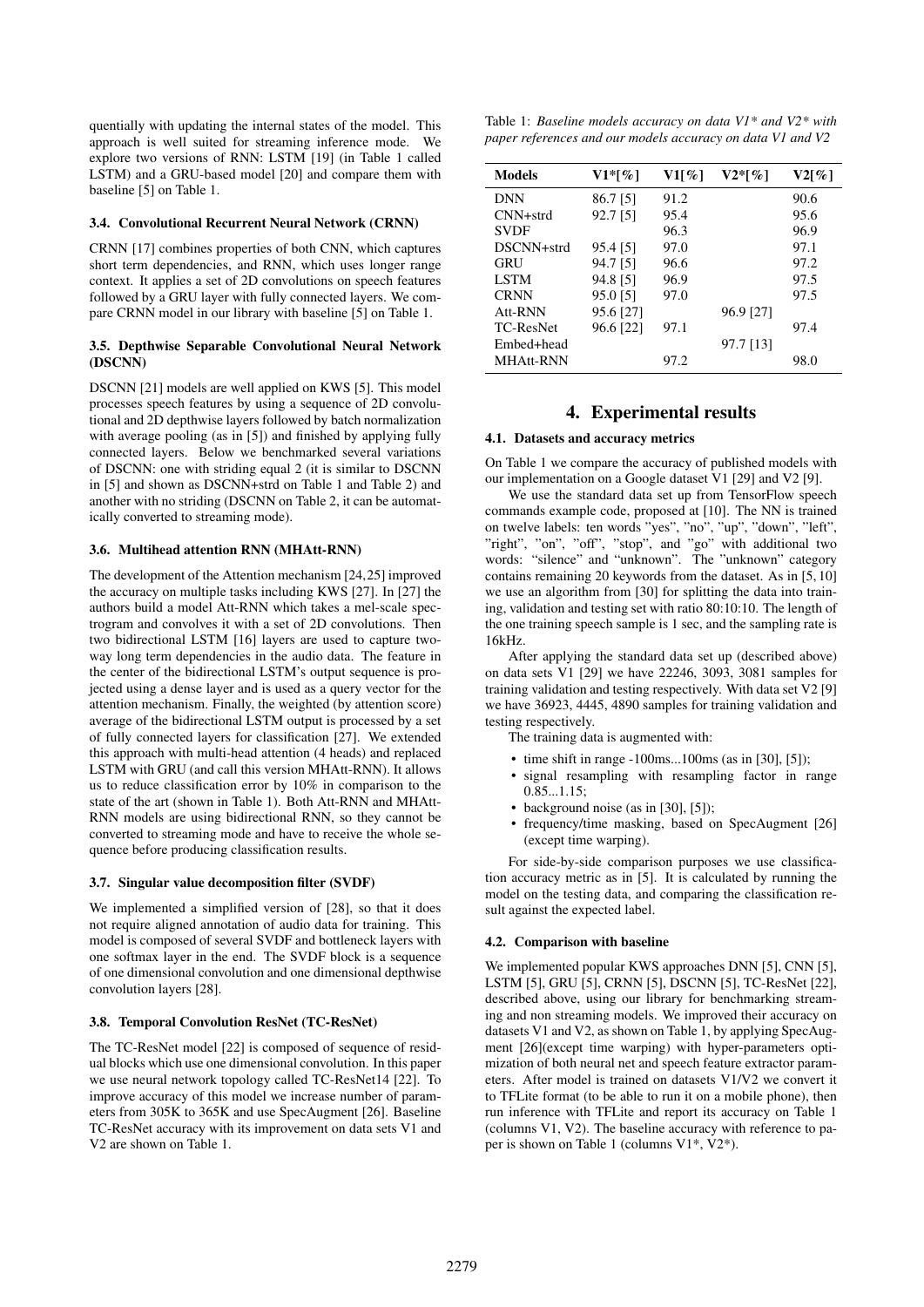quentially with updating the internal states of the model. This approach is well suited for streaming inference mode. We explore two versions of RNN: LSTM [19] (in Table 1 called LSTM) and a GRU-based model [20] and compare them with baseline [5] on Table 1.

### 3.4. Convolutional Recurrent Neural Network (CRNN)

CRNN [17] combines properties of both CNN, which captures short term dependencies, and RNN, which uses longer range context. It applies a set of 2D convolutions on speech features followed by a GRU layer with fully connected layers. We compare CRNN model in our library with baseline [5] on Table 1.

### 3.5. Depthwise Separable Convolutional Neural Network (DSCNN)

DSCNN [21] models are well applied on KWS [5]. This model processes speech features by using a sequence of 2D convolutional and 2D depthwise layers followed by batch normalization with average pooling (as in [5]) and finished by applying fully connected layers. Below we benchmarked several variations of DSCNN: one with striding equal 2 (it is similar to DSCNN in [5] and shown as DSCNN+strd on Table 1 and Table 2) and another with no striding (DSCNN on Table 2, it can be automatically converted to streaming mode).

### 3.6. Multihead attention RNN (MHAtt-RNN)

The development of the Attention mechanism [24,25] improved the accuracy on multiple tasks including KWS [27]. In [27] the authors build a model Att-RNN which takes a mel-scale spectrogram and convolves it with a set of 2D convolutions. Then two bidirectional LSTM [16] layers are used to capture two-way long term dependencies in the audio data. The feature in the center of the bidirectional LSTM's output sequence is projected using a dense layer and is used as a query vector for the attention mechanism. Finally, the weighted (by attention score) average of the bidirectional LSTM output is processed by a set of fully connected layers for classification [27]. We extended this approach with multi-head attention (4 heads) and replaced LSTM with GRU (and call this version MHAtt-RNN). It allows us to reduce classification error by 10% in comparison to the state of the art (shown in Table 1). Both Att-RNN and MHAtt-RNN models are using bidirectional RNN, so they cannot be converted to streaming mode and have to receive the whole sequence before producing classification results.

### 3.7. Singular value decomposition filter (SVDF)

We implemented a simplified version of [28], so that it does not require aligned annotation of audio data for training. This model is composed of several SVDF and bottleneck layers with one softmax layer in the end. The SVDF block is a sequence of one dimensional convolution and one dimensional depthwise convolution layers [28].

### 3.8. Temporal Convolution ResNet (TC-ResNet)

The TC-ResNet model [22] is composed of sequence of residual blocks which use one dimensional convolution. In this paper we use neural network topology called TC-ResNet14 [22]. To improve accuracy of this model we increase number of parameters from 305K to 365K and use SpecAugment [26]. Baseline TC-ResNet accuracy with its improvement on data sets V1 and V2 are shown on Table 1.

Table 1: *Baseline models accuracy on data V1\* and V2\* with paper references and our models accuracy on data V1 and V2*

| Models | V1*[%] | V1[%] | V2*[%] | V2[%] |
|---|---|---|---|---|
| DNN | 86.7 [5] | 91.2 | | 90.6 |
| CNN+strd | 92.7 [5] | 95.4 | | 95.6 |
| SVDF | | 96.3 | | 96.9 |
| DSCNN+strd | 95.4 [5] | 97.0 | | 97.1 |
| GRU | 94.7 [5] | 96.6 | | 97.2 |
| LSTM | 94.8 [5] | 96.9 | | 97.5 |
| CRNN | 95.0 [5] | 97.0 | | 97.5 |
| Att-RNN | 95.6 [27] | | 96.9 [27] | |
| TC-ResNet | 96.6 [22] | 97.1 | | 97.4 |
| Embed+head | | | 97.7 [13] | |
| MHAtt-RNN | | 97.2 | | 98.0 |

## 4. Experimental results

### 4.1. Datasets and accuracy metrics

On Table 1 we compare the accuracy of published models with our implementation on a Google dataset V1 [29] and V2 [9].

We use the standard data set up from TensorFlow speech commands example code, proposed at [10]. The NN is trained on twelve labels: ten words "yes", "no", "up", "down", "left", "right", "on", "off", "stop", and "go" with additional two words: "silence" and "unknown". The "unknown" category contains remaining 20 keywords from the dataset. As in [5, 10] we use an algorithm from [30] for splitting the data into training, validation and testing set with ratio 80:10:10. The length of the one training speech sample is 1 sec, and the sampling rate is 16kHz.

After applying the standard data set up (described above) on data sets V1 [29] we have 22246, 3093, 3081 samples for training validation and testing respectively. With data set V2 [9] we have 36923, 4445, 4890 samples for training validation and testing respectively.

The training data is augmented with:

- time shift in range -100ms...100ms (as in [30], [5]);
- signal resampling with resampling factor in range 0.85...1.15;
- background noise (as in [30], [5]);
- frequency/time masking, based on SpecAugment [26] (except time warping).

For side-by-side comparison purposes we use classification accuracy metric as in [5]. It is calculated by running the model on the testing data, and comparing the classification result against the expected label.

### 4.2. Comparison with baseline

We implemented popular KWS approaches DNN [5], CNN [5], LSTM [5], GRU [5], CRNN [5], DSCNN [5], TC-ResNet [22], described above, using our library for benchmarking streaming and non streaming models. We improved their accuracy on datasets V1 and V2, as shown on Table 1, by applying SpecAugment [26](except time warping) with hyper-parameters optimization of both neural net and speech feature extractor parameters. After model is trained on datasets V1/V2 we convert it to TFLite format (to be able to run it on a mobile phone), then run inference with TFLite and report its accuracy on Table 1 (columns V1, V2). The baseline accuracy with reference to paper is shown on Table 1 (columns V1*, V2*).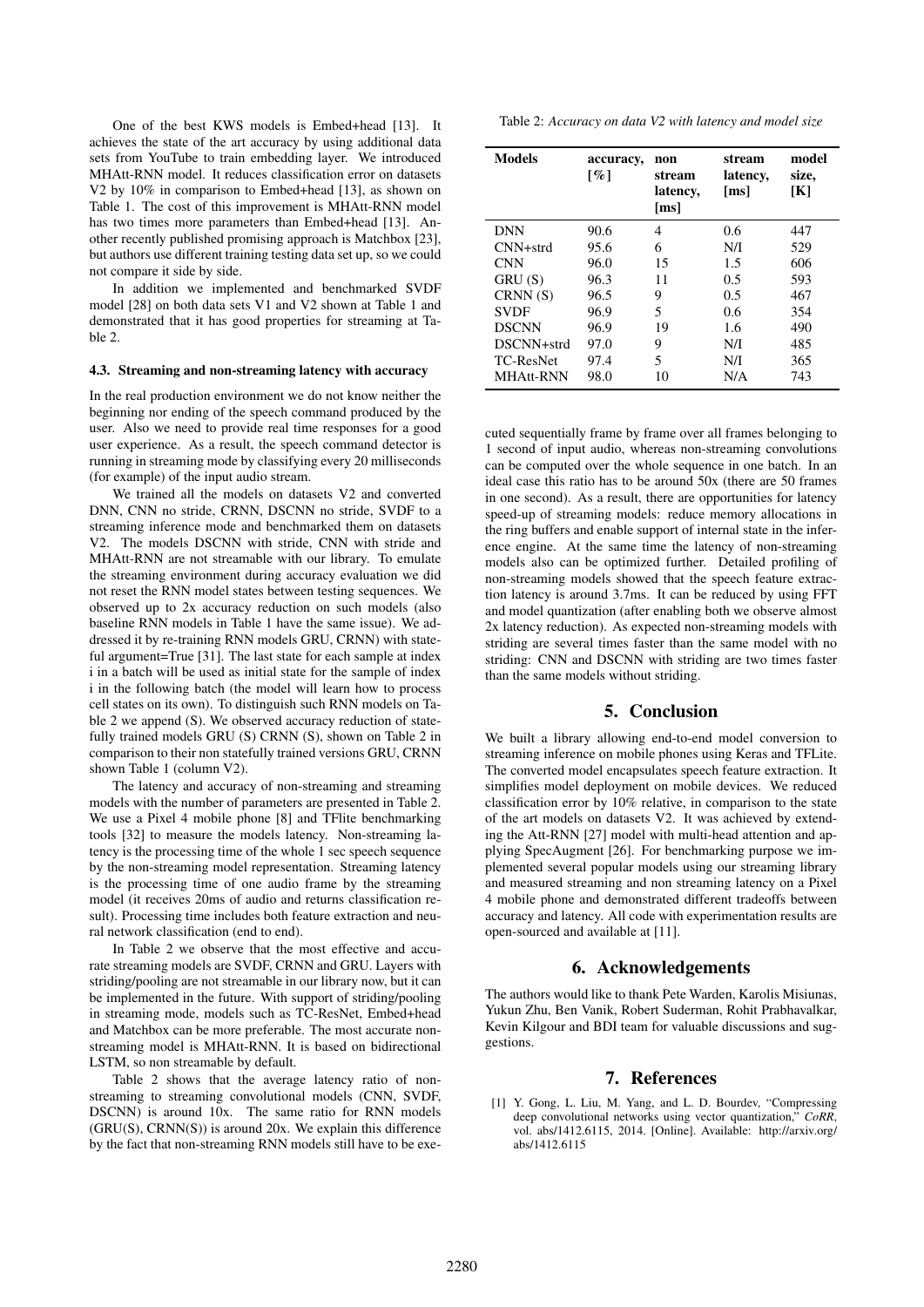One of the best KWS models is Embed+head [13]. It achieves the state of the art accuracy by using additional data sets from YouTube to train embedding layer. We introduced MHAtt-RNN model. It reduces classification error on datasets V2 by 10% in comparison to Embed+head [13], as shown on Table 1. The cost of this improvement is MHAtt-RNN model has two times more parameters than Embed+head [13]. Another recently published promising approach is Matchbox [23], but authors use different training testing data set up, so we could not compare it side by side.

In addition we implemented and benchmarked SVDF model [28] on both data sets V1 and V2 shown at Table 1 and demonstrated that it has good properties for streaming at Table 2.

### 4.3. Streaming and non-streaming latency with accuracy

In the real production environment we do not know neither the beginning nor ending of the speech command produced by the user. Also we need to provide real time responses for a good user experience. As a result, the speech command detector is running in streaming mode by classifying every 20 milliseconds (for example) of the input audio stream.

We trained all the models on datasets V2 and converted DNN, CNN no stride, CRNN, DSCNN no stride, SVDF to a streaming inference mode and benchmarked them on datasets V2. The models DSCNN with stride, CNN with stride and MHAtt-RNN are not streamable with our library. To emulate the streaming environment during accuracy evaluation we did not reset the RNN model states between testing sequences. We observed up to 2x accuracy reduction on such models (also baseline RNN models in Table 1 have the same issue). We addressed it by re-training RNN models GRU, CRNN) with stateful argument=True [31]. The last state for each sample at index i in a batch will be used as initial state for the sample of index i in the following batch (the model will learn how to process cell states on its own). To distinguish such RNN models on Table 2 we append (S). We observed accuracy reduction of statefully trained models GRU (S) CRNN (S), shown on Table 2 in comparison to their non statefully trained versions GRU, CRNN shown Table 1 (column V2).

The latency and accuracy of non-streaming and streaming models with the number of parameters are presented in Table 2. We use a Pixel 4 mobile phone [8] and TFlite benchmarking tools [32] to measure the models latency. Non-streaming latency is the processing time of the whole 1 sec speech sequence by the non-streaming model representation. Streaming latency is the processing time of one audio frame by the streaming model (it receives 20ms of audio and returns classification result). Processing time includes both feature extraction and neural network classification (end to end).

In Table 2 we observe that the most effective and accurate streaming models are SVDF, CRNN and GRU. Layers with striding/pooling are not streamable in our library now, but it can be implemented in the future. With support of striding/pooling in streaming mode, models such as TC-ResNet, Embed+head and Matchbox can be more preferable. The most accurate non-streaming model is MHAtt-RNN. It is based on bidirectional LSTM, so non streamable by default.

Table 2 shows that the average latency ratio of non-streaming to streaming convolutional models (CNN, SVDF, DSCNN) is around 10x. The same ratio for RNN models (GRU(S), CRNN(S)) is around 20x. We explain this difference by the fact that non-streaming RNN models still have to be executed sequentially frame by frame over all frames belonging to 1 second of input audio, whereas non-streaming convolutions can be computed over the whole sequence in one batch. In an ideal case this ratio has to be around 50x (there are 50 frames in one second). As a result, there are opportunities for latency speed-up of streaming models: reduce memory allocations in the ring buffers and enable support of internal state in the inference engine. At the same time the latency of non-streaming models also can be optimized further. Detailed profiling of non-streaming models showed that the speech feature extraction latency is around 3.7ms. It can be reduced by using FFT and model quantization (after enabling both we observe almost 2x latency reduction). As expected non-streaming models with striding are several times faster than the same model with no striding: CNN and DSCNN with striding are two times faster than the same models without striding.

Table 2: *Accuracy on data V2 with latency and model size*

| Models | accuracy, [%] | non stream latency, [ms] | stream latency, [ms] | model size, [K] |
|---|---|---|---|---|
| DNN | 90.6 | 4 | 0.6 | 447 |
| CNN+strd | 95.6 | 6 | N/I | 529 |
| CNN | 96.0 | 15 | 1.5 | 606 |
| GRU (S) | 96.3 | 11 | 0.5 | 593 |
| CRNN (S) | 96.5 | 9 | 0.5 | 467 |
| SVDF | 96.9 | 5 | 0.6 | 354 |
| DSCNN | 96.9 | 19 | 1.6 | 490 |
| DSCNN+strd | 97.0 | 9 | N/I | 485 |
| TC-ResNet | 97.4 | 5 | N/I | 365 |
| MHAtt-RNN | 98.0 | 10 | N/A | 743 |

## 5. Conclusion

We built a library allowing end-to-end model conversion to streaming inference on mobile phones using Keras and TFLite. The converted model encapsulates speech feature extraction. It simplifies model deployment on mobile devices. We reduced classification error by 10% relative, in comparison to the state of the art models on datasets V2. It was achieved by extending the Att-RNN [27] model with multi-head attention and applying SpecAugment [26]. For benchmarking purpose we implemented several popular models using our streaming library and measured streaming and non streaming latency on a Pixel 4 mobile phone and demonstrated different tradeoffs between accuracy and latency. All code with experimentation results are open-sourced and available at [11].

## 6. Acknowledgements

The authors would like to thank Pete Warden, Karolis Misiunas, Yukun Zhu, Ben Vanik, Robert Suderman, Rohit Prabhavalkar, Kevin Kilgour and BDI team for valuable discussions and suggestions.

## 7. References

[1] Y. Gong, L. Liu, M. Yang, and L. D. Bourdev, "Compressing deep convolutional networks using vector quantization," *CoRR*, vol. abs/1412.6115, 2014. [Online]. Available: http://arxiv.org/abs/1412.6115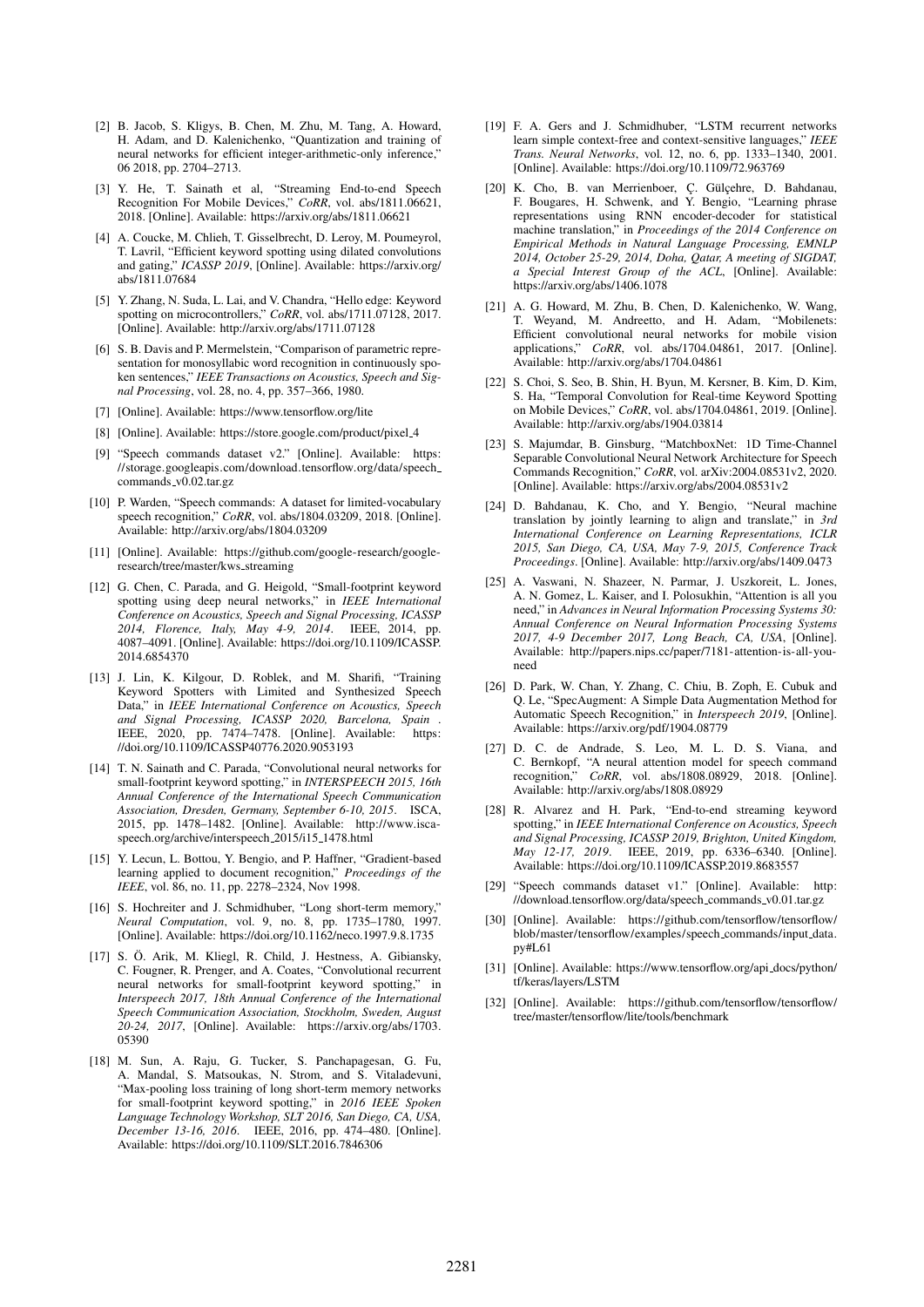[2] B. Jacob, S. Kligys, B. Chen, M. Zhu, M. Tang, A. Howard, H. Adam, and D. Kalenichenko, "Quantization and training of neural networks for efficient integer-arithmetic-only inference," 06 2018, pp. 2704–2713.

[3] Y. He, T. Sainath et al, "Streaming End-to-end Speech Recognition For Mobile Devices," *CoRR*, vol. abs/1811.06621, 2018. [Online]. Available: https://arxiv.org/abs/1811.06621

[4] A. Coucke, M. Chlieh, T. Gisselbrecht, D. Leroy, M. Poumeyrol, T. Lavril, "Efficient keyword spotting using dilated convolutions and gating," *ICASSP 2019*, [Online]. Available: https://arxiv.org/abs/1811.07684

[5] Y. Zhang, N. Suda, L. Lai, and V. Chandra, "Hello edge: Keyword spotting on microcontrollers," *CoRR*, vol. abs/1711.07128, 2017. [Online]. Available: http://arxiv.org/abs/1711.07128

[6] S. B. Davis and P. Mermelstein, "Comparison of parametric representation for monosyllabic word recognition in continuously spoken sentences," *IEEE Transactions on Acoustics, Speech and Signal Processing*, vol. 28, no. 4, pp. 357–366, 1980.

[7] [Online]. Available: https://www.tensorflow.org/lite

[8] [Online]. Available: https://store.google.com/product/pixel_4

[9] "Speech commands dataset v2." [Online]. Available: https://storage.googleapis.com/download.tensorflow.org/data/speech_commands_v0.02.tar.gz

[10] P. Warden, "Speech commands: A dataset for limited-vocabulary speech recognition," *CoRR*, vol. abs/1804.03209, 2018. [Online]. Available: http://arxiv.org/abs/1804.03209

[11] [Online]. Available: https://github.com/google-research/google-research/tree/master/kws_streaming

[12] G. Chen, C. Parada, and G. Heigold, "Small-footprint keyword spotting using deep neural networks," in *IEEE International Conference on Acoustics, Speech and Signal Processing, ICASSP 2014, Florence, Italy, May 4-9, 2014*. IEEE, 2014, pp. 4087–4091. [Online]. Available: https://doi.org/10.1109/ICASSP.2014.6854370

[13] J. Lin, K. Kilgour, D. Roblek, and M. Sharifi, "Training Keyword Spotters with Limited and Synthesized Speech Data," in *IEEE International Conference on Acoustics, Speech and Signal Processing, ICASSP 2020, Barcelona, Spain* . IEEE, 2020, pp. 7474–7478. [Online]. Available: https://doi.org/10.1109/ICASSP40776.2020.9053193

[14] T. N. Sainath and C. Parada, "Convolutional neural networks for small-footprint keyword spotting," in *INTERSPEECH 2015, 16th Annual Conference of the International Speech Communication Association, Dresden, Germany, September 6-10, 2015*. ISCA, 2015, pp. 1478–1482. [Online]. Available: http://www.isca-speech.org/archive/interspeech_2015/i15_1478.html

[15] Y. Lecun, L. Bottou, Y. Bengio, and P. Haffner, "Gradient-based learning applied to document recognition," *Proceedings of the IEEE*, vol. 86, no. 11, pp. 2278–2324, Nov 1998.

[16] S. Hochreiter and J. Schmidhuber, "Long short-term memory," *Neural Computation*, vol. 9, no. 8, pp. 1735–1780, 1997. [Online]. Available: https://doi.org/10.1162/neco.1997.9.8.1735

[17] S. Ö. Arik, M. Kliegl, R. Child, J. Hestness, A. Gibiansky, C. Fougner, R. Prenger, and A. Coates, "Convolutional recurrent neural networks for small-footprint keyword spotting," in *Interspeech 2017, 18th Annual Conference of the International Speech Communication Association, Stockholm, Sweden, August 20-24, 2017*, [Online]. Available: https://arxiv.org/abs/1703.05390

[18] M. Sun, A. Raju, G. Tucker, S. Panchapagesan, G. Fu, A. Mandal, S. Matsoukas, N. Strom, and S. Vitaladevuni, "Max-pooling loss training of long short-term memory networks for small-footprint keyword spotting," in *2016 IEEE Spoken Language Technology Workshop, SLT 2016, San Diego, CA, USA, December 13-16, 2016*. IEEE, 2016, pp. 474–480. [Online]. Available: https://doi.org/10.1109/SLT.2016.7846306

[19] F. A. Gers and J. Schmidhuber, "LSTM recurrent networks learn simple context-free and context-sensitive languages," *IEEE Trans. Neural Networks*, vol. 12, no. 6, pp. 1333–1340, 2001. [Online]. Available: https://doi.org/10.1109/72.963769

[20] K. Cho, B. van Merrienboer, Ç. Gülçehre, D. Bahdanau, F. Bougares, H. Schwenk, and Y. Bengio, "Learning phrase representations using RNN encoder-decoder for statistical machine translation," in *Proceedings of the 2014 Conference on Empirical Methods in Natural Language Processing, EMNLP 2014, October 25-29, 2014, Doha, Qatar, A meeting of SIGDAT, a Special Interest Group of the ACL*, [Online]. Available: https://arxiv.org/abs/1406.1078

[21] A. G. Howard, M. Zhu, B. Chen, D. Kalenichenko, W. Wang, T. Weyand, M. Andreetto, and H. Adam, "Mobilenets: Efficient convolutional neural networks for mobile vision applications," *CoRR*, vol. abs/1704.04861, 2017. [Online]. Available: http://arxiv.org/abs/1704.04861

[22] S. Choi, S. Seo, B. Shin, H. Byun, M. Kersner, B. Kim, D. Kim, S. Ha, "Temporal Convolution for Real-time Keyword Spotting on Mobile Devices," *CoRR*, vol. abs/1704.04861, 2019. [Online]. Available: http://arxiv.org/abs/1904.03814

[23] S. Majumdar, B. Ginsburg, "MatchboxNet: 1D Time-Channel Separable Convolutional Neural Network Architecture for Speech Commands Recognition," *CoRR*, vol. arXiv:2004.08531v2, 2020. [Online]. Available: https://arxiv.org/abs/2004.08531v2

[24] D. Bahdanau, K. Cho, and Y. Bengio, "Neural machine translation by jointly learning to align and translate," in *3rd International Conference on Learning Representations, ICLR 2015, San Diego, CA, USA, May 7-9, 2015, Conference Track Proceedings*. [Online]. Available: http://arxiv.org/abs/1409.0473

[25] A. Vaswani, N. Shazeer, N. Parmar, J. Uszkoreit, L. Jones, A. N. Gomez, L. Kaiser, and I. Polosukhin, "Attention is all you need," in *Advances in Neural Information Processing Systems 30: Annual Conference on Neural Information Processing Systems 2017, 4-9 December 2017, Long Beach, CA, USA*, [Online]. Available: http://papers.nips.cc/paper/7181-attention-is-all-you-need

[26] D. Park, W. Chan, Y. Zhang, C. Chiu, B. Zoph, E. Cubuk and Q. Le, "SpecAugment: A Simple Data Augmentation Method for Automatic Speech Recognition," in *Interspeech 2019*, [Online]. Available: https://arxiv.org/pdf/1904.08779

[27] D. C. de Andrade, S. Leo, M. L. D. S. Viana, and C. Bernkopf, "A neural attention model for speech command recognition," *CoRR*, vol. abs/1808.08929, 2018. [Online]. Available: http://arxiv.org/abs/1808.08929

[28] R. Alvarez and H. Park, "End-to-end streaming keyword spotting," in *IEEE International Conference on Acoustics, Speech and Signal Processing, ICASSP 2019, Brighton, United Kingdom, May 12-17, 2019*. IEEE, 2019, pp. 6336–6340. [Online]. Available: https://doi.org/10.1109/ICASSP.2019.8683557

[29] "Speech commands dataset v1." [Online]. Available: http://download.tensorflow.org/data/speech_commands_v0.01.tar.gz

[30] [Online]. Available: https://github.com/tensorflow/tensorflow/blob/master/tensorflow/examples/speech_commands/input_data.py#L61

[31] [Online]. Available: https://www.tensorflow.org/api_docs/python/tf/keras/layers/LSTM

[32] [Online]. Available: https://github.com/tensorflow/tensorflow/tree/master/tensorflow/lite/tools/benchmark